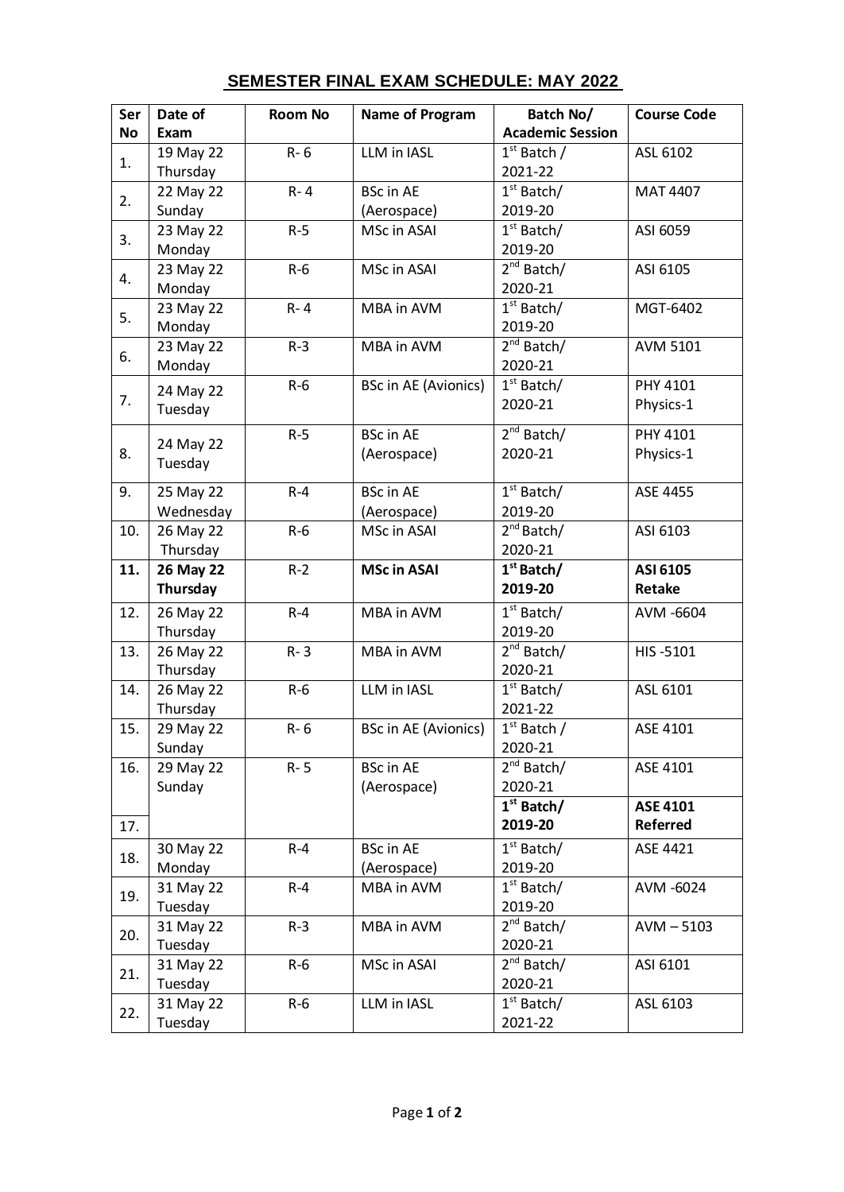# SEMESTER FINAL EXAM SCHEDULE: MAY 2022

| Ser No | Date of Exam | Room No | Name of Program | Batch No/ Academic Session | Course Code |
|---|---|---|---|---|---|
| 1. | 19 May 22 Thursday | R- 6 | LLM in IASL | 1st Batch / 2021-22 | ASL 6102 |
| 2. | 22 May 22 Sunday | R- 4 | BSc in AE (Aerospace) | 1st Batch/ 2019-20 | MAT 4407 |
| 3. | 23 May 22 Monday | R-5 | MSc in ASAI | 1st Batch/ 2019-20 | ASI 6059 |
| 4. | 23 May 22 Monday | R-6 | MSc in ASAI | 2nd Batch/ 2020-21 | ASI 6105 |
| 5. | 23 May 22 Monday | R- 4 | MBA in AVM | 1st Batch/ 2019-20 | MGT-6402 |
| 6. | 23 May 22 Monday | R-3 | MBA in AVM | 2nd Batch/ 2020-21 | AVM 5101 |
| 7. | 24 May 22 Tuesday | R-6 | BSc in AE (Avionics) | 1st Batch/ 2020-21 | PHY 4101 Physics-1 |
| 8. | 24 May 22 Tuesday | R-5 | BSc in AE (Aerospace) | 2nd Batch/ 2020-21 | PHY 4101 Physics-1 |
| 9. | 25 May 22 Wednesday | R-4 | BSc in AE (Aerospace) | 1st Batch/ 2019-20 | ASE 4455 |
| 10. | 26 May 22 Thursday | R-6 | MSc in ASAI | 2nd Batch/ 2020-21 | ASI 6103 |
| **11.** | **26 May 22 Thursday** | R-2 | **MSc in ASAI** | **1st Batch/ 2019-20** | **ASI 6105 Retake** |
| 12. | 26 May 22 Thursday | R-4 | MBA in AVM | 1st Batch/ 2019-20 | AVM -6604 |
| 13. | 26 May 22 Thursday | R- 3 | MBA in AVM | 2nd Batch/ 2020-21 | HIS -5101 |
| 14. | 26 May 22 Thursday | R-6 | LLM in IASL | 1st Batch/ 2021-22 | ASL 6101 |
| 15. | 29 May 22 Sunday | R- 6 | BSc in AE (Avionics) | 1st Batch / 2020-21 | ASE 4101 |
| 16. | 29 May 22 Sunday | R- 5 | BSc in AE (Aerospace) | 2nd Batch/ 2020-21 | ASE 4101 |
| 17. | | | | **1st Batch/ 2019-20** | **ASE 4101 Referred** |
| 18. | 30 May 22 Monday | R-4 | BSc in AE (Aerospace) | 1st Batch/ 2019-20 | ASE 4421 |
| 19. | 31 May 22 Tuesday | R-4 | MBA in AVM | 1st Batch/ 2019-20 | AVM -6024 |
| 20. | 31 May 22 Tuesday | R-3 | MBA in AVM | 2nd Batch/ 2020-21 | AVM – 5103 |
| 21. | 31 May 22 Tuesday | R-6 | MSc in ASAI | 2nd Batch/ 2020-21 | ASI 6101 |
| 22. | 31 May 22 Tuesday | R-6 | LLM in IASL | 1st Batch/ 2021-22 | ASL 6103 |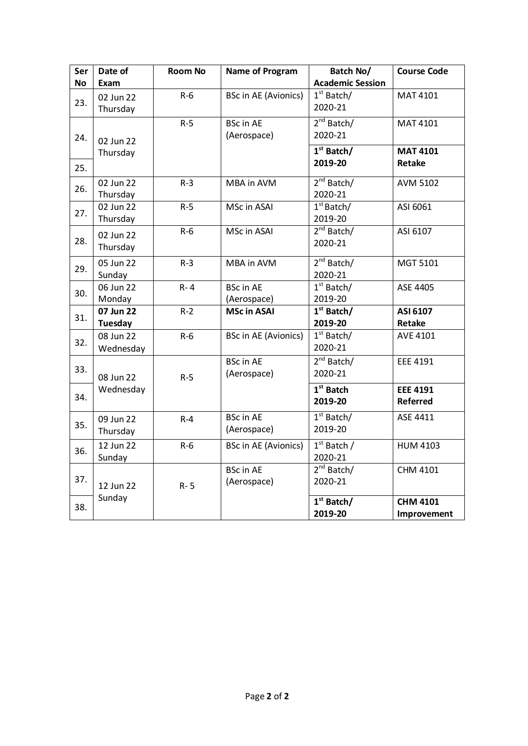| Ser No | Date of Exam | Room No | Name of Program | Batch No/ Academic Session | Course Code |
|---|---|---|---|---|---|
| 23. | 02 Jun 22 Thursday | R-6 | BSc in AE (Avionics) | 1st Batch/ 2020-21 | MAT 4101 |
| 24. | 02 Jun 22 Thursday | R-5 | BSc in AE (Aerospace) | 2nd Batch/ 2020-21 | MAT 4101 |
| 25. | | | | **1st Batch/ 2019-20** | **MAT 4101 Retake** |
| 26. | 02 Jun 22 Thursday | R-3 | MBA in AVM | 2nd Batch/ 2020-21 | AVM 5102 |
| 27. | 02 Jun 22 Thursday | R-5 | MSc in ASAI | 1st Batch/ 2019-20 | ASI 6061 |
| 28. | 02 Jun 22 Thursday | R-6 | MSc in ASAI | 2nd Batch/ 2020-21 | ASI 6107 |
| 29. | 05 Jun 22 Sunday | R-3 | MBA in AVM | 2nd Batch/ 2020-21 | MGT 5101 |
| 30. | 06 Jun 22 Monday | R- 4 | BSc in AE (Aerospace) | 1st Batch/ 2019-20 | ASE 4405 |
| 31. | **07 Jun 22 Tuesday** | R-2 | **MSc in ASAI** | **1st Batch/ 2019-20** | **ASI 6107 Retake** |
| 32. | 08 Jun 22 Wednesday | R-6 | BSc in AE (Avionics) | 1st Batch/ 2020-21 | AVE 4101 |
| 33. | 08 Jun 22 Wednesday | R-5 | BSc in AE (Aerospace) | 2nd Batch/ 2020-21 | EEE 4191 |
| 34. | | | | **1st Batch 2019-20** | **EEE 4191 Referred** |
| 35. | 09 Jun 22 Thursday | R-4 | BSc in AE (Aerospace) | 1st Batch/ 2019-20 | ASE 4411 |
| 36. | 12 Jun 22 Sunday | R-6 | BSc in AE (Avionics) | 1st Batch / 2020-21 | HUM 4103 |
| 37. | 12 Jun 22 Sunday | R- 5 | BSc in AE (Aerospace) | 2nd Batch/ 2020-21 | CHM 4101 |
| 38. | | | | **1st Batch/ 2019-20** | **CHM 4101 Improvement** |